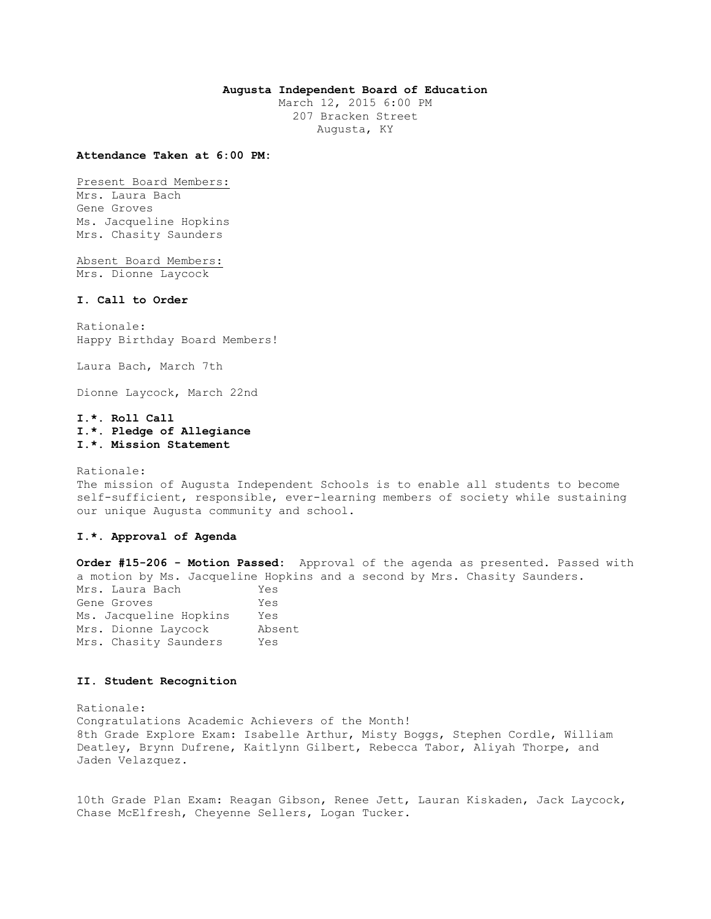**Augusta Independent Board of Education**
March 12, 2015 6:00 PM
207 Bracken Street
Augusta, KY

**Attendance Taken at 6:00 PM:**

Present Board Members:
Mrs. Laura Bach
Gene Groves
Ms. Jacqueline Hopkins
Mrs. Chasity Saunders

Absent Board Members:
Mrs. Dionne Laycock

### I. Call to Order

Rationale:
Happy Birthday Board Members!

Laura Bach, March 7th

Dionne Laycock, March 22nd

### I.*. Roll Call
### I.*. Pledge of Allegiance
### I.*. Mission Statement

Rationale:
The mission of Augusta Independent Schools is to enable all students to become self-sufficient, responsible, ever-learning members of society while sustaining our unique Augusta community and school.

### I.*. Approval of Agenda

**Order #15-206 - Motion Passed:** Approval of the agenda as presented. Passed with a motion by Ms. Jacqueline Hopkins and a second by Mrs. Chasity Saunders.

| | |
|---|---|
| Mrs. Laura Bach | Yes |
| Gene Groves | Yes |
| Ms. Jacqueline Hopkins | Yes |
| Mrs. Dionne Laycock | Absent |
| Mrs. Chasity Saunders | Yes |

### II. Student Recognition

Rationale:
Congratulations Academic Achievers of the Month!
8th Grade Explore Exam: Isabelle Arthur, Misty Boggs, Stephen Cordle, William Deatley, Brynn Dufrene, Kaitlynn Gilbert, Rebecca Tabor, Aliyah Thorpe, and Jaden Velazquez.

10th Grade Plan Exam: Reagan Gibson, Renee Jett, Lauran Kiskaden, Jack Laycock, Chase McElfresh, Cheyenne Sellers, Logan Tucker.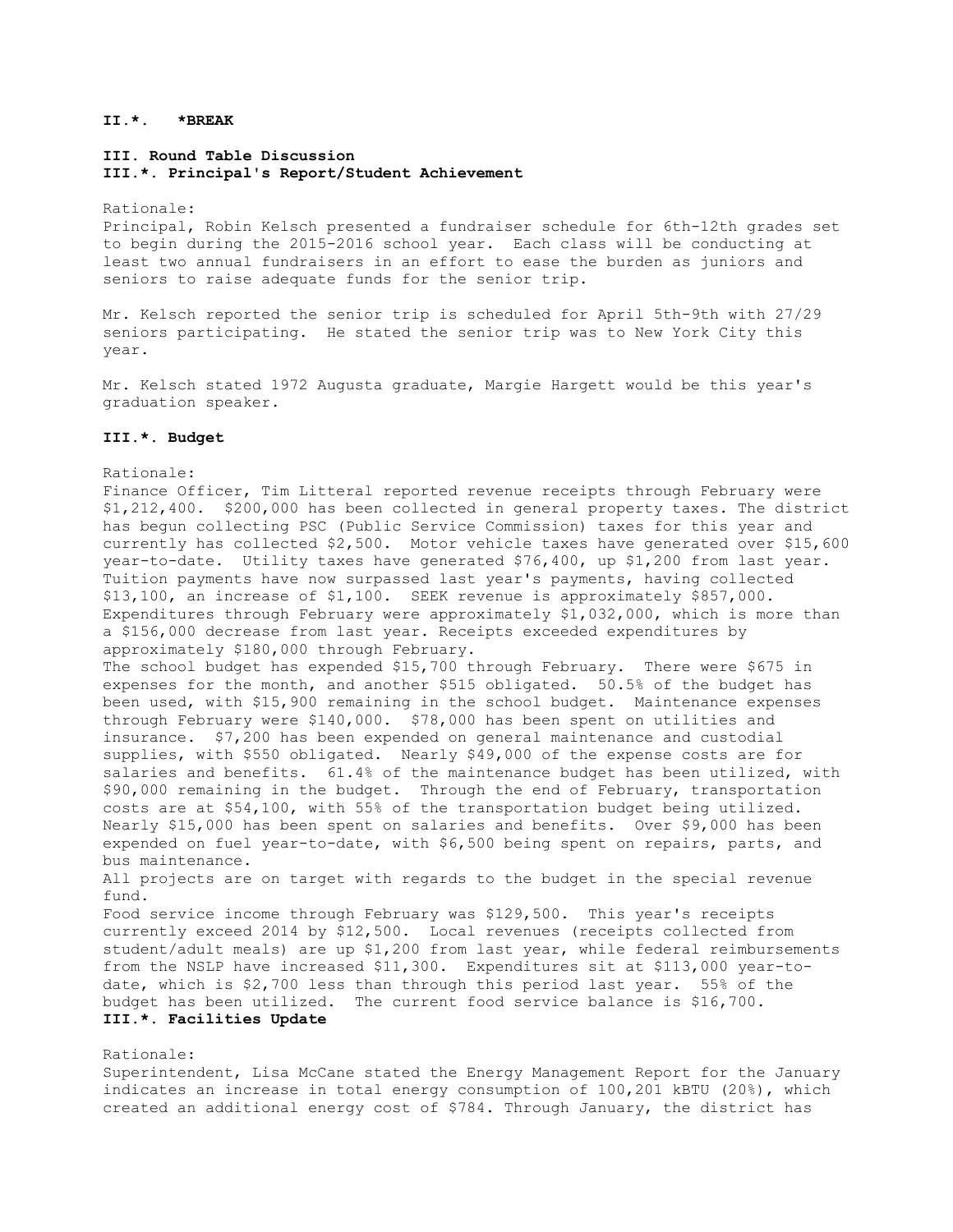**II.\*. \*BREAK**

**III. Round Table Discussion**

**III.\*. Principal's Report/Student Achievement**

Rationale:
Principal, Robin Kelsch presented a fundraiser schedule for 6th-12th grades set to begin during the 2015-2016 school year. Each class will be conducting at least two annual fundraisers in an effort to ease the burden as juniors and seniors to raise adequate funds for the senior trip.

Mr. Kelsch reported the senior trip is scheduled for April 5th-9th with 27/29 seniors participating. He stated the senior trip was to New York City this year.

Mr. Kelsch stated 1972 Augusta graduate, Margie Hargett would be this year's graduation speaker.

**III.\*. Budget**

Rationale:
Finance Officer, Tim Litteral reported revenue receipts through February were $1,212,400. $200,000 has been collected in general property taxes. The district has begun collecting PSC (Public Service Commission) taxes for this year and currently has collected $2,500. Motor vehicle taxes have generated over $15,600 year-to-date. Utility taxes have generated $76,400, up $1,200 from last year. Tuition payments have now surpassed last year's payments, having collected $13,100, an increase of $1,100. SEEK revenue is approximately $857,000. Expenditures through February were approximately $1,032,000, which is more than a $156,000 decrease from last year. Receipts exceeded expenditures by approximately $180,000 through February.
The school budget has expended $15,700 through February. There were $675 in expenses for the month, and another $515 obligated. 50.5% of the budget has been used, with $15,900 remaining in the school budget. Maintenance expenses through February were $140,000. $78,000 has been spent on utilities and insurance. $7,200 has been expended on general maintenance and custodial supplies, with $550 obligated. Nearly $49,000 of the expense costs are for salaries and benefits. 61.4% of the maintenance budget has been utilized, with $90,000 remaining in the budget. Through the end of February, transportation costs are at $54,100, with 55% of the transportation budget being utilized. Nearly $15,000 has been spent on salaries and benefits. Over $9,000 has been expended on fuel year-to-date, with $6,500 being spent on repairs, parts, and bus maintenance.
All projects are on target with regards to the budget in the special revenue fund.
Food service income through February was $129,500. This year's receipts currently exceed 2014 by $12,500. Local revenues (receipts collected from student/adult meals) are up $1,200 from last year, while federal reimbursements from the NSLP have increased $11,300. Expenditures sit at $113,000 year-to-date, which is $2,700 less than through this period last year. 55% of the budget has been utilized. The current food service balance is $16,700.

**III.\*. Facilities Update**

Rationale:
Superintendent, Lisa McCane stated the Energy Management Report for the January indicates an increase in total energy consumption of 100,201 kBTU (20%), which created an additional energy cost of $784. Through January, the district has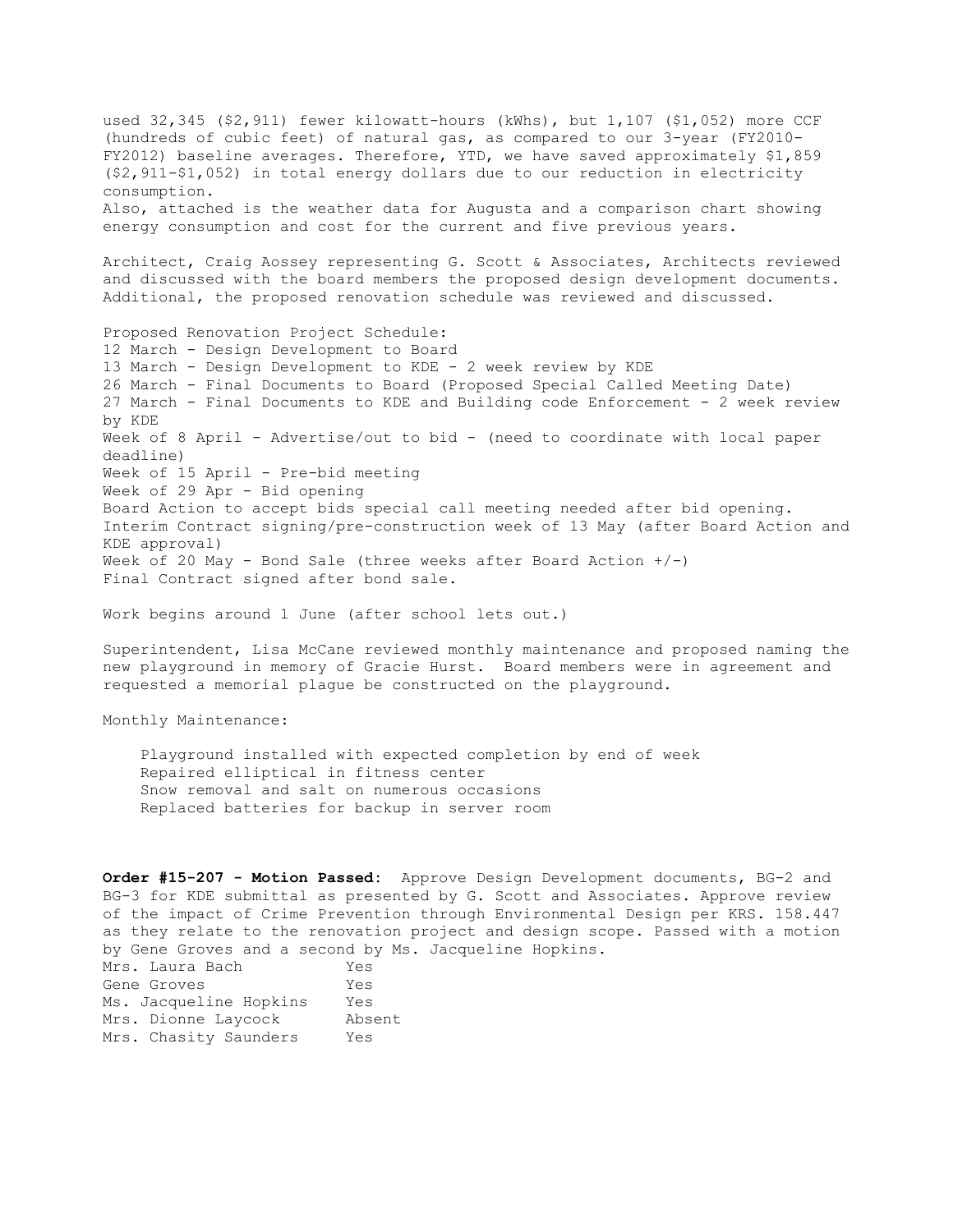used 32,345 ($2,911) fewer kilowatt-hours (kWhs), but 1,107 ($1,052) more CCF (hundreds of cubic feet) of natural gas, as compared to our 3-year (FY2010-FY2012) baseline averages. Therefore, YTD, we have saved approximately $1,859 ($2,911-$1,052) in total energy dollars due to our reduction in electricity consumption.
Also, attached is the weather data for Augusta and a comparison chart showing energy consumption and cost for the current and five previous years.

Architect, Craig Aossey representing G. Scott & Associates, Architects reviewed and discussed with the board members the proposed design development documents. Additional, the proposed renovation schedule was reviewed and discussed.

Proposed Renovation Project Schedule:
12 March - Design Development to Board
13 March - Design Development to KDE - 2 week review by KDE
26 March - Final Documents to Board (Proposed Special Called Meeting Date)
27 March - Final Documents to KDE and Building code Enforcement - 2 week review by KDE
Week of 8 April - Advertise/out to bid - (need to coordinate with local paper deadline)
Week of 15 April - Pre-bid meeting
Week of 29 Apr - Bid opening
Board Action to accept bids special call meeting needed after bid opening.
Interim Contract signing/pre-construction week of 13 May (after Board Action and KDE approval)
Week of 20 May - Bond Sale (three weeks after Board Action +/-)
Final Contract signed after bond sale.

Work begins around 1 June (after school lets out.)

Superintendent, Lisa McCane reviewed monthly maintenance and proposed naming the new playground in memory of Gracie Hurst. Board members were in agreement and requested a memorial plaque be constructed on the playground.

Monthly Maintenance:

- Playground installed with expected completion by end of week
- Repaired elliptical in fitness center
- Snow removal and salt on numerous occasions
- Replaced batteries for backup in server room

**Order #15-207 - Motion Passed:** Approve Design Development documents, BG-2 and BG-3 for KDE submittal as presented by G. Scott and Associates. Approve review of the impact of Crime Prevention through Environmental Design per KRS. 158.447 as they relate to the renovation project and design scope. Passed with a motion by Gene Groves and a second by Ms. Jacqueline Hopkins.

| | |
|---|---|
| Mrs. Laura Bach | Yes |
| Gene Groves | Yes |
| Ms. Jacqueline Hopkins | Yes |
| Mrs. Dionne Laycock | Absent |
| Mrs. Chasity Saunders | Yes |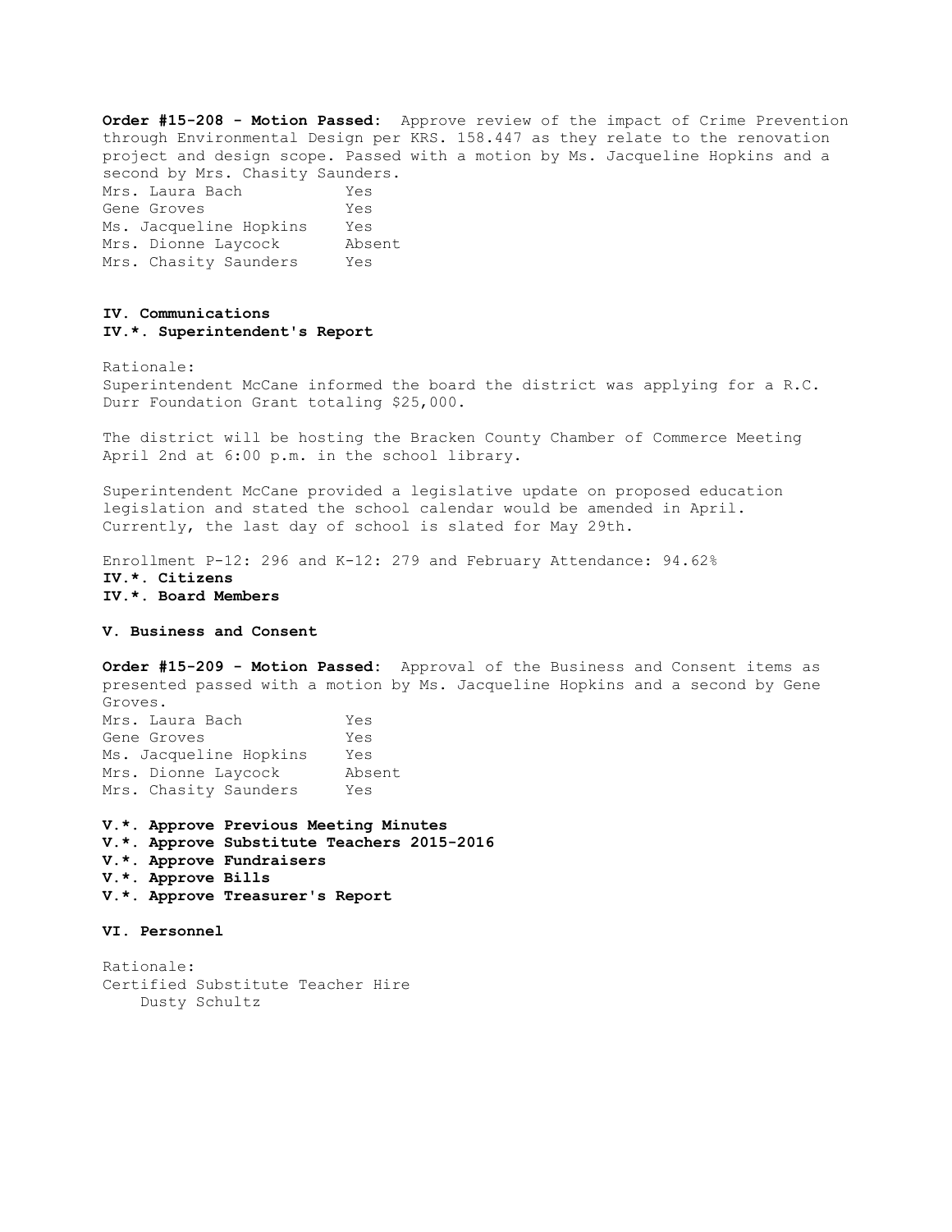**Order #15-208 - Motion Passed:** Approve review of the impact of Crime Prevention through Environmental Design per KRS. 158.447 as they relate to the renovation project and design scope. Passed with a motion by Ms. Jacqueline Hopkins and a second by Mrs. Chasity Saunders.

| | |
|---|---|
| Mrs. Laura Bach | Yes |
| Gene Groves | Yes |
| Ms. Jacqueline Hopkins | Yes |
| Mrs. Dionne Laycock | Absent |
| Mrs. Chasity Saunders | Yes |

**IV. Communications**

**IV.*. Superintendent's Report**

Rationale:
Superintendent McCane informed the board the district was applying for a R.C. Durr Foundation Grant totaling $25,000.

The district will be hosting the Bracken County Chamber of Commerce Meeting April 2nd at 6:00 p.m. in the school library.

Superintendent McCane provided a legislative update on proposed education legislation and stated the school calendar would be amended in April. Currently, the last day of school is slated for May 29th.

Enrollment P-12: 296 and K-12: 279 and February Attendance: 94.62%

**IV.*. Citizens**

**IV.*. Board Members**

**V. Business and Consent**

**Order #15-209 - Motion Passed:** Approval of the Business and Consent items as presented passed with a motion by Ms. Jacqueline Hopkins and a second by Gene Groves.

| | |
|---|---|
| Mrs. Laura Bach | Yes |
| Gene Groves | Yes |
| Ms. Jacqueline Hopkins | Yes |
| Mrs. Dionne Laycock | Absent |
| Mrs. Chasity Saunders | Yes |

**V.*. Approve Previous Meeting Minutes**

**V.*. Approve Substitute Teachers 2015-2016**

**V.*. Approve Fundraisers**

**V.*. Approve Bills**

**V.*. Approve Treasurer's Report**

**VI. Personnel**

Rationale:
Certified Substitute Teacher Hire
    Dusty Schultz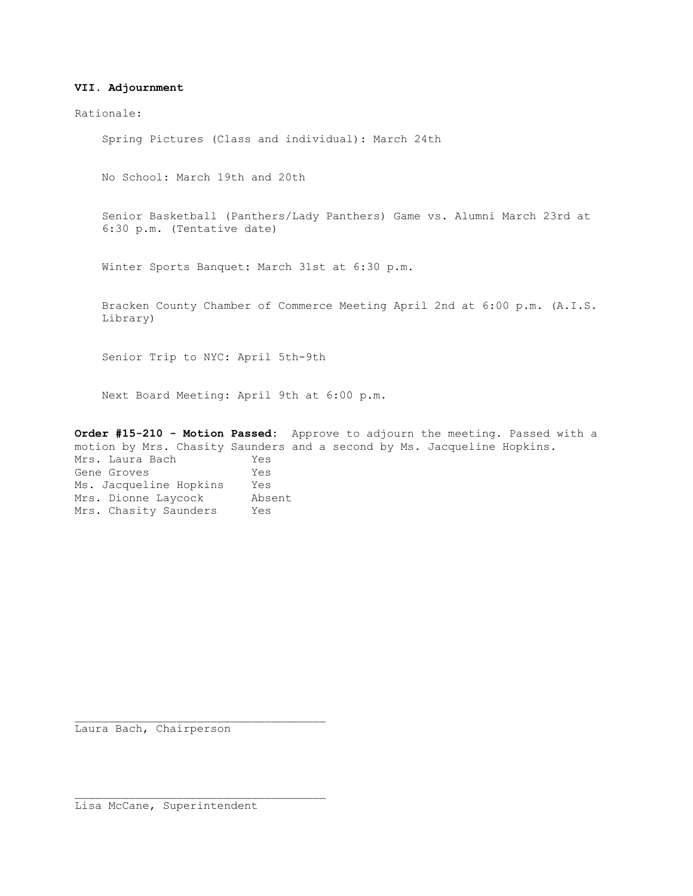**VII. Adjournment**

Rationale:

Spring Pictures (Class and individual): March 24th

No School: March 19th and 20th

Senior Basketball (Panthers/Lady Panthers) Game vs. Alumni March 23rd at 6:30 p.m. (Tentative date)

Winter Sports Banquet: March 31st at 6:30 p.m.

Bracken County Chamber of Commerce Meeting April 2nd at 6:00 p.m. (A.I.S. Library)

Senior Trip to NYC: April 5th-9th

Next Board Meeting: April 9th at 6:00 p.m.

**Order #15-210 - Motion Passed:** Approve to adjourn the meeting. Passed with a motion by Mrs. Chasity Saunders and a second by Ms. Jacqueline Hopkins.

| | |
|---|---|
| Mrs. Laura Bach | Yes |
| Gene Groves | Yes |
| Ms. Jacqueline Hopkins | Yes |
| Mrs. Dionne Laycock | Absent |
| Mrs. Chasity Saunders | Yes |

_____________________________________
Laura Bach, Chairperson

_____________________________________
Lisa McCane, Superintendent